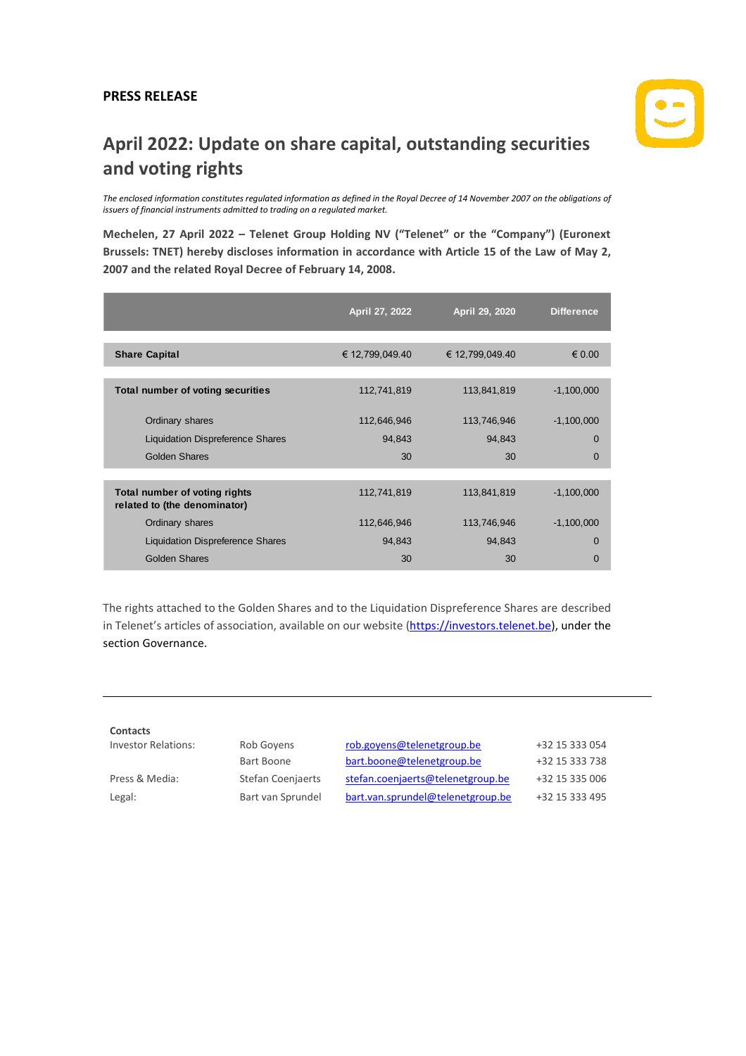**PRESS RELEASE**

# April 2022: Update on share capital, outstanding securities and voting rights

*The enclosed information constitutes regulated information as defined in the Royal Decree of 14 November 2007 on the obligations of issuers of financial instruments admitted to trading on a regulated market.*

**Mechelen, 27 April 2022 – Telenet Group Holding NV ("Telenet" or the "Company") (Euronext Brussels: TNET) hereby discloses information in accordance with Article 15 of the Law of May 2, 2007 and the related Royal Decree of February 14, 2008.**

| | April 27, 2022 | April 29, 2020 | Difference |
|---|---|---|---|
| **Share Capital** | € 12,799,049.40 | € 12,799,049.40 | € 0.00 |
| **Total number of voting securities** | 112,741,819 | 113,841,819 | -1,100,000 |
| Ordinary shares | 112,646,946 | 113,746,946 | -1,100,000 |
| Liquidation Dispreference Shares | 94,843 | 94,843 | 0 |
| Golden Shares | 30 | 30 | 0 |
| **Total number of voting rights related to (the denominator)** | 112,741,819 | 113,841,819 | -1,100,000 |
| Ordinary shares | 112,646,946 | 113,746,946 | -1,100,000 |
| Liquidation Dispreference Shares | 94,843 | 94,843 | 0 |
| Golden Shares | 30 | 30 | 0 |

The rights attached to the Golden Shares and to the Liquidation Dispreference Shares are described in Telenet's articles of association, available on our website (https://investors.telenet.be), under the section Governance.

---

**Contacts**

| | | | |
|---|---|---|---|
| Investor Relations: | Rob Goyens | rob.goyens@telenetgroup.be | +32 15 333 054 |
| | Bart Boone | bart.boone@telenetgroup.be | +32 15 333 738 |
| Press & Media: | Stefan Coenjaerts | stefan.coenjaerts@telenetgroup.be | +32 15 335 006 |
| Legal: | Bart van Sprundel | bart.van.sprundel@telenetgroup.be | +32 15 333 495 |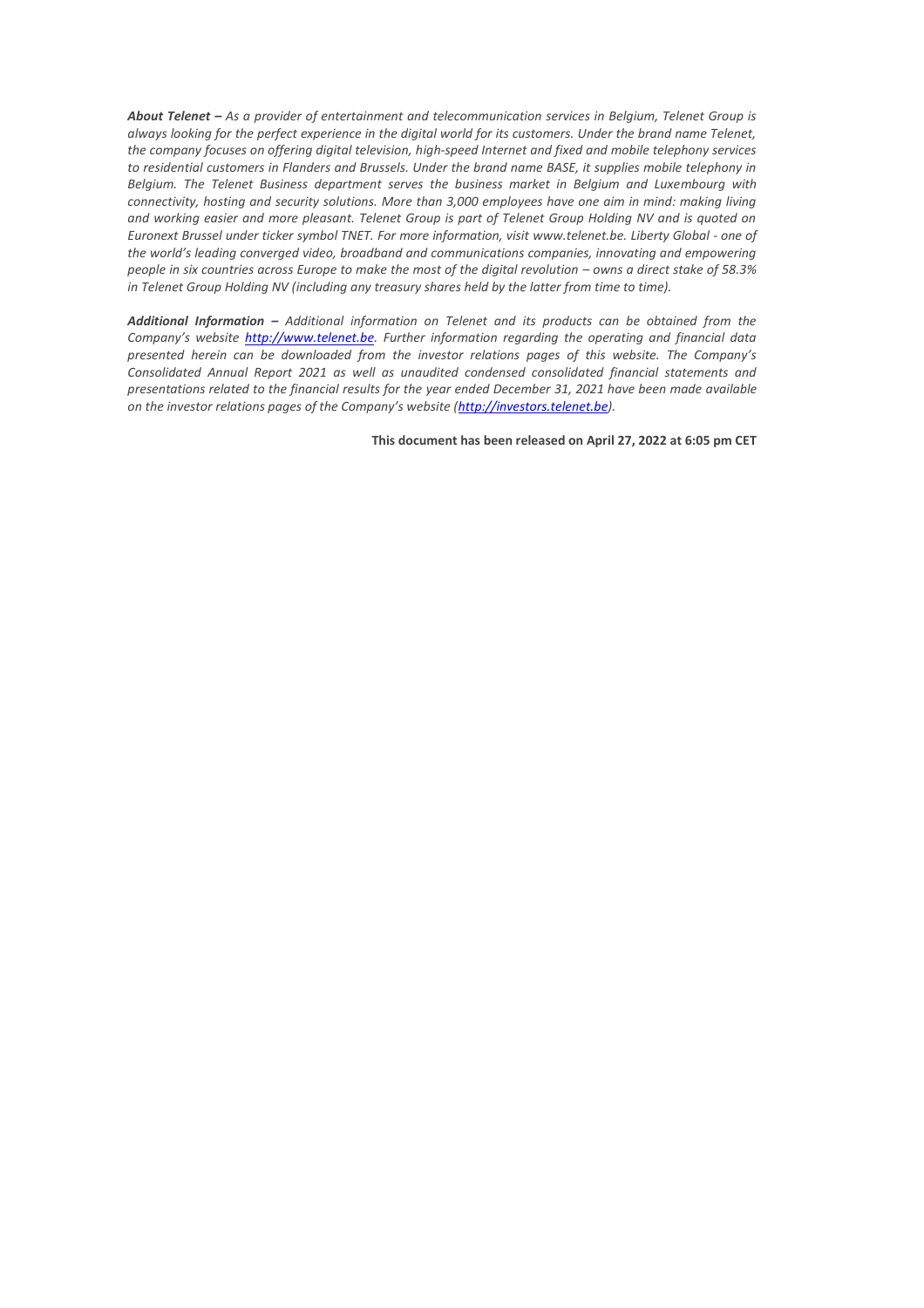***About Telenet –*** *As a provider of entertainment and telecommunication services in Belgium, Telenet Group is always looking for the perfect experience in the digital world for its customers. Under the brand name Telenet, the company focuses on offering digital television, high-speed Internet and fixed and mobile telephony services to residential customers in Flanders and Brussels. Under the brand name BASE, it supplies mobile telephony in Belgium. The Telenet Business department serves the business market in Belgium and Luxembourg with connectivity, hosting and security solutions. More than 3,000 employees have one aim in mind: making living and working easier and more pleasant. Telenet Group is part of Telenet Group Holding NV and is quoted on Euronext Brussel under ticker symbol TNET. For more information, visit www.telenet.be. Liberty Global - one of the world's leading converged video, broadband and communications companies, innovating and empowering people in six countries across Europe to make the most of the digital revolution – owns a direct stake of 58.3% in Telenet Group Holding NV (including any treasury shares held by the latter from time to time).*

***Additional Information –*** *Additional information on Telenet and its products can be obtained from the Company's website http://www.telenet.be. Further information regarding the operating and financial data presented herein can be downloaded from the investor relations pages of this website. The Company's Consolidated Annual Report 2021 as well as unaudited condensed consolidated financial statements and presentations related to the financial results for the year ended December 31, 2021 have been made available on the investor relations pages of the Company's website (http://investors.telenet.be).*

**This document has been released on April 27, 2022 at 6:05 pm CET**